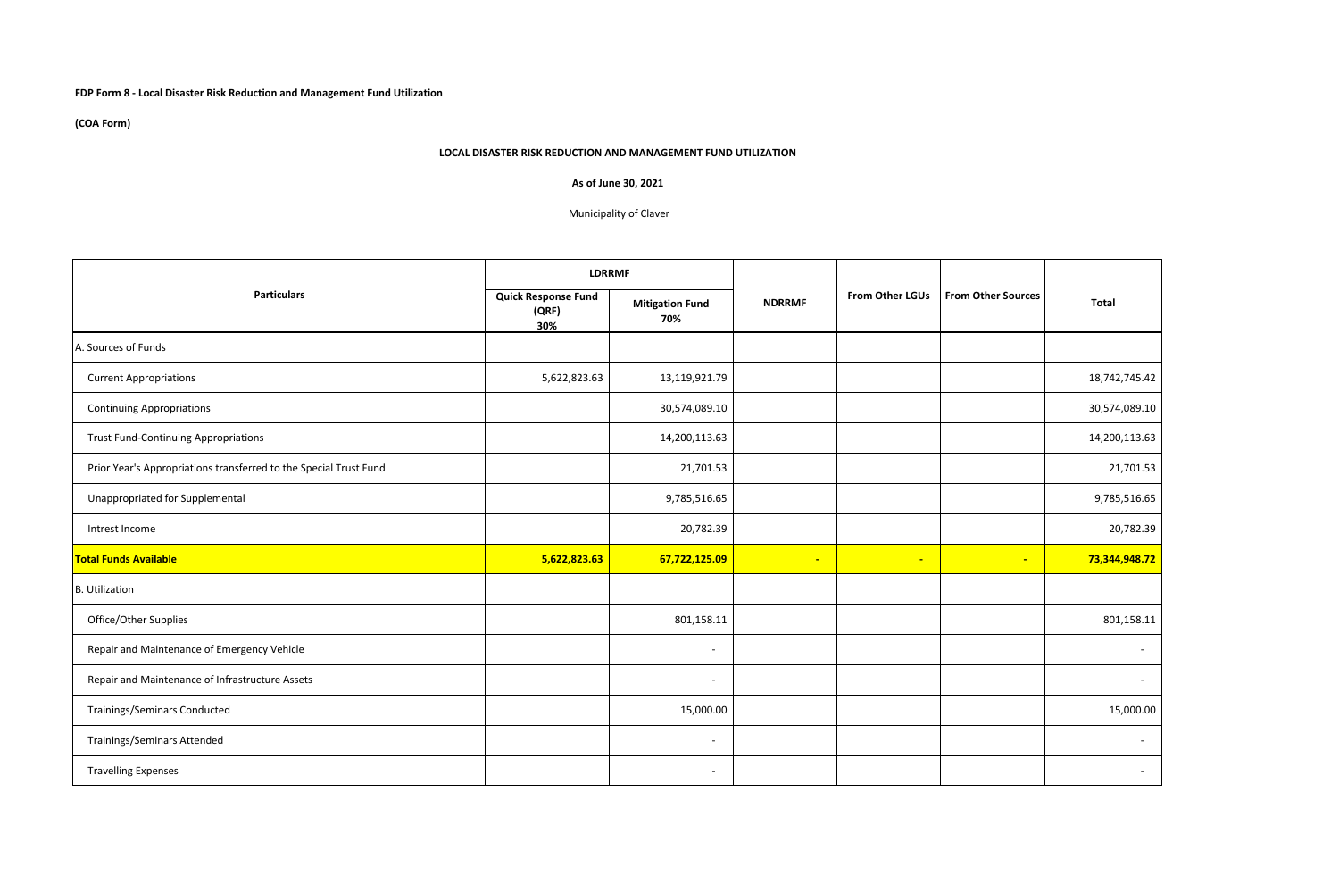**FDP Form 8 - Local Disaster Risk Reduction and Management Fund Utilization**

**(COA Form)**

**LOCAL DISASTER RISK REDUCTION AND MANAGEMENT FUND UTILIZATION**

**As of June 30, 2021**

Municipality of Claver

| Particulars | LDRRMF | | NDRRMF | From Other LGUs | From Other Sources | Total |
|---|---|---|---|---|---|---|
| | Quick Response Fund (QRF) 30% | Mitigation Fund 70% | | | | |
| A. Sources of Funds | | | | | | |
| Current Appropriations | 5,622,823.63 | 13,119,921.79 | | | | 18,742,745.42 |
| Continuing Appropriations | | 30,574,089.10 | | | | 30,574,089.10 |
| Trust Fund-Continuing Appropriations | | 14,200,113.63 | | | | 14,200,113.63 |
| Prior Year's Appropriations transferred to the Special Trust Fund | | 21,701.53 | | | | 21,701.53 |
| Unappropriated for Supplemental | | 9,785,516.65 | | | | 9,785,516.65 |
| Intrest Income | | 20,782.39 | | | | 20,782.39 |
| **Total Funds Available** | **5,622,823.63** | **67,722,125.09** | **-** | **-** | **-** | **73,344,948.72** |
| B. Utilization | | | | | | |
| Office/Other Supplies | | 801,158.11 | | | | 801,158.11 |
| Repair and Maintenance of Emergency Vehicle | | - | | | | - |
| Repair and Maintenance of Infrastructure Assets | | - | | | | - |
| Trainings/Seminars Conducted | | 15,000.00 | | | | 15,000.00 |
| Trainings/Seminars Attended | | - | | | | - |
| Travelling Expenses | | - | | | | - |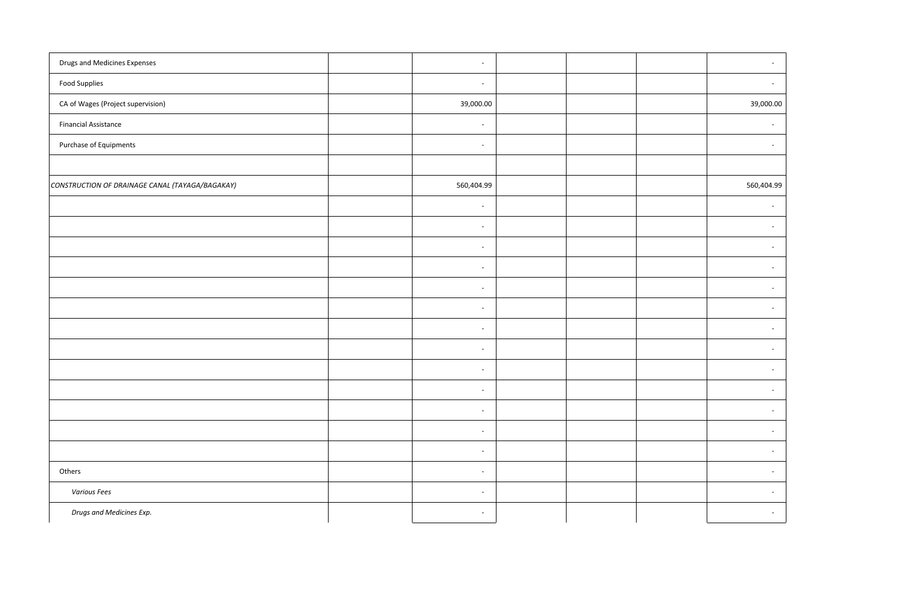| | | | | | | |
|---|---|---|---|---|---|---|
| Drugs and Medicines Expenses | | - | | | | - |
| Food Supplies | | - | | | | - |
| CA of Wages (Project supervision) | | 39,000.00 | | | | 39,000.00 |
| Financial Assistance | | - | | | | - |
| Purchase of Equipments | | - | | | | - |
| | | | | | | |
| *CONSTRUCTION OF DRAINAGE CANAL (TAYAGA/BAGAKAY)* | | 560,404.99 | | | | 560,404.99 |
| | | - | | | | - |
| | | - | | | | - |
| | | - | | | | - |
| | | - | | | | - |
| | | - | | | | - |
| | | - | | | | - |
| | | - | | | | - |
| | | - | | | | - |
| | | - | | | | - |
| | | - | | | | - |
| | | - | | | | - |
| | | - | | | | - |
| | | - | | | | - |
| Others | | - | | | | - |
| *Various Fees* | | - | | | | - |
| *Drugs and Medicines Exp.* | | - | | | | - |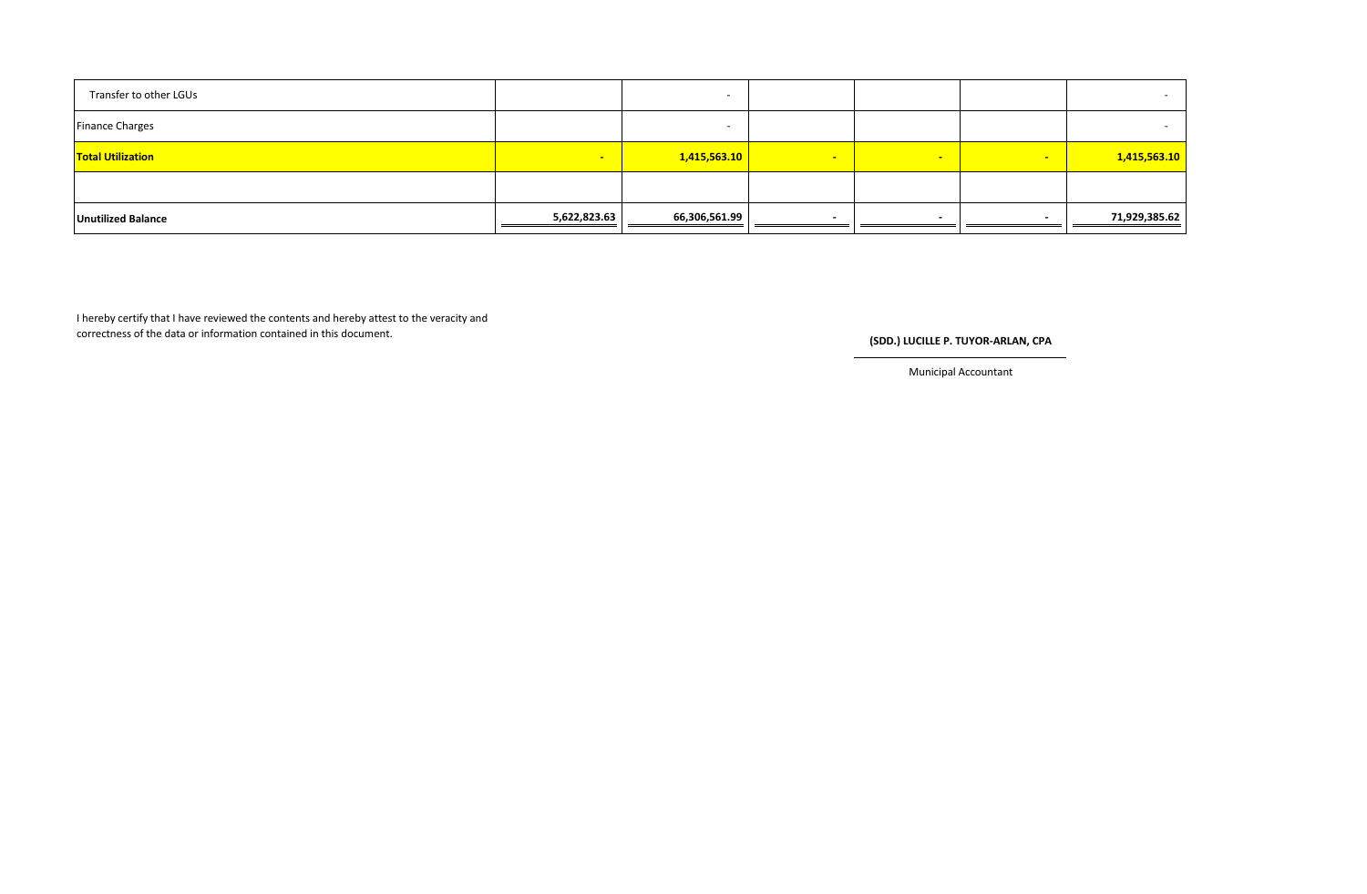| | | | | | | |
|---|---|---|---|---|---|---|
| Transfer to other LGUs | | - | | | | - |
| Finance Charges | | - | | | | - |
| **Total Utilization** | - | **1,415,563.10** | - | - | - | **1,415,563.10** |
| | | | | | | |
| **Unutilized Balance** | **5,622,823.63** | **66,306,561.99** | **-** | **-** | **-** | **71,929,385.62** |

I hereby certify that I have reviewed the contents and hereby attest to the veracity and correctness of the data or information contained in this document.

**(SDD.) LUCILLE P. TUYOR-ARLAN, CPA**

Municipal Accountant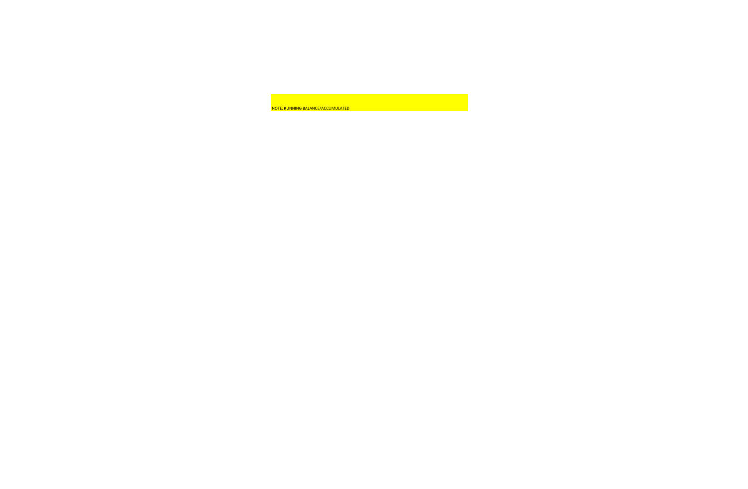NOTE: RUNNING BALANCE/ACCUMULATED